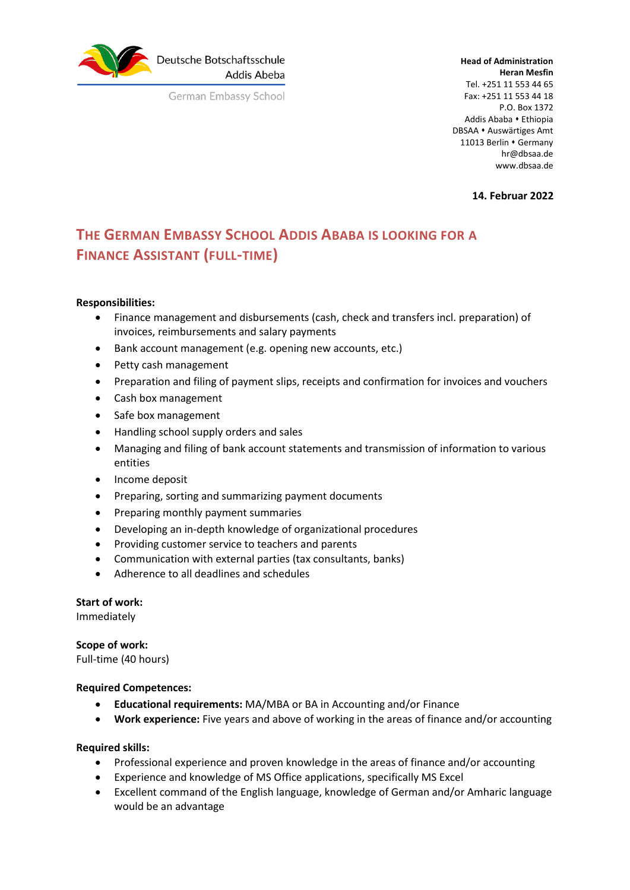Deutsche Botschaftsschule
Addis Abeba

German Embassy School

**Head of Administration**
**Heran Mesfin**
Tel. +251 11 553 44 65
Fax: +251 11 553 44 18
P.O. Box 1372
Addis Ababa • Ethiopia
DBSAA • Auswärtiges Amt
11013 Berlin • Germany
hr@dbsaa.de
www.dbsaa.de

**14. Februar 2022**

# The German Embassy School Addis Ababa is looking for a Finance Assistant (full-time)

**Responsibilities:**

- Finance management and disbursements (cash, check and transfers incl. preparation) of invoices, reimbursements and salary payments
- Bank account management (e.g. opening new accounts, etc.)
- Petty cash management
- Preparation and filing of payment slips, receipts and confirmation for invoices and vouchers
- Cash box management
- Safe box management
- Handling school supply orders and sales
- Managing and filing of bank account statements and transmission of information to various entities
- Income deposit
- Preparing, sorting and summarizing payment documents
- Preparing monthly payment summaries
- Developing an in-depth knowledge of organizational procedures
- Providing customer service to teachers and parents
- Communication with external parties (tax consultants, banks)
- Adherence to all deadlines and schedules

**Start of work:**
Immediately

**Scope of work:**
Full-time (40 hours)

**Required Competences:**

- **Educational requirements:** MA/MBA or BA in Accounting and/or Finance
- **Work experience:** Five years and above of working in the areas of finance and/or accounting

**Required skills:**

- Professional experience and proven knowledge in the areas of finance and/or accounting
- Experience and knowledge of MS Office applications, specifically MS Excel
- Excellent command of the English language, knowledge of German and/or Amharic language would be an advantage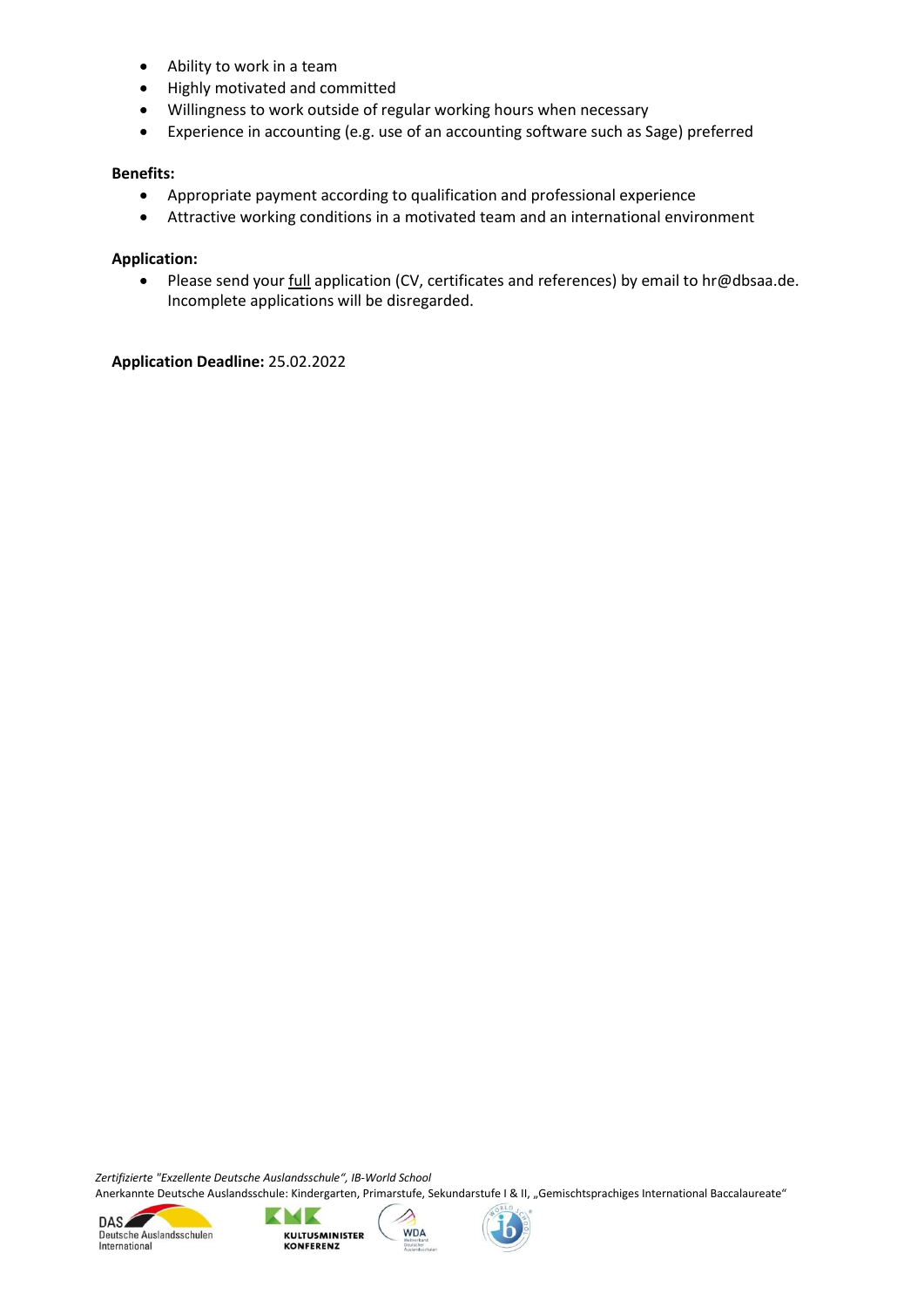- Ability to work in a team
- Highly motivated and committed
- Willingness to work outside of regular working hours when necessary
- Experience in accounting (e.g. use of an accounting software such as Sage) preferred

**Benefits:**

- Appropriate payment according to qualification and professional experience
- Attractive working conditions in a motivated team and an international environment

**Application:**

- Please send your full application (CV, certificates and references) by email to hr@dbsaa.de. Incomplete applications will be disregarded.

**Application Deadline:** 25.02.2022